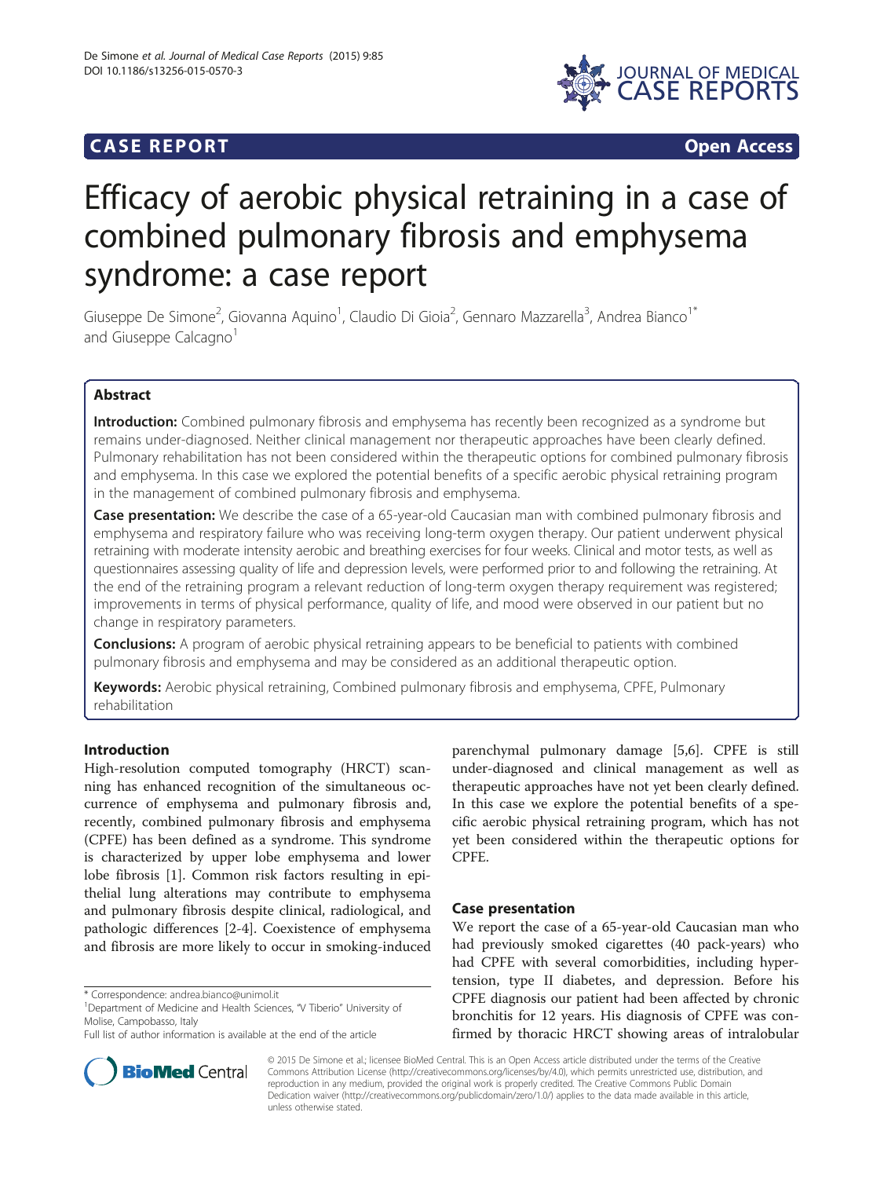CASE REPORT Open Access

# Efficacy of aerobic physical retraining in a case of combined pulmonary fibrosis and emphysema syndrome: a case report

Giuseppe De Simone[2], Giovanna Aquino[1], Claudio Di Gioia[2], Gennaro Mazzarella[3], Andrea Bianco[1*] and Giuseppe Calcagno[1]

## Abstract

**Introduction:** Combined pulmonary fibrosis and emphysema has recently been recognized as a syndrome but remains under-diagnosed. Neither clinical management nor therapeutic approaches have been clearly defined. Pulmonary rehabilitation has not been considered within the therapeutic options for combined pulmonary fibrosis and emphysema. In this case we explored the potential benefits of a specific aerobic physical retraining program in the management of combined pulmonary fibrosis and emphysema.

**Case presentation:** We describe the case of a 65-year-old Caucasian man with combined pulmonary fibrosis and emphysema and respiratory failure who was receiving long-term oxygen therapy. Our patient underwent physical retraining with moderate intensity aerobic and breathing exercises for four weeks. Clinical and motor tests, as well as questionnaires assessing quality of life and depression levels, were performed prior to and following the retraining. At the end of the retraining program a relevant reduction of long-term oxygen therapy requirement was registered; improvements in terms of physical performance, quality of life, and mood were observed in our patient but no change in respiratory parameters.

**Conclusions:** A program of aerobic physical retraining appears to be beneficial to patients with combined pulmonary fibrosis and emphysema and may be considered as an additional therapeutic option.

**Keywords:** Aerobic physical retraining, Combined pulmonary fibrosis and emphysema, CPFE, Pulmonary rehabilitation

## Introduction

High-resolution computed tomography (HRCT) scanning has enhanced recognition of the simultaneous occurrence of emphysema and pulmonary fibrosis and, recently, combined pulmonary fibrosis and emphysema (CPFE) has been defined as a syndrome. This syndrome is characterized by upper lobe emphysema and lower lobe fibrosis [1]. Common risk factors resulting in epithelial lung alterations may contribute to emphysema and pulmonary fibrosis despite clinical, radiological, and pathologic differences [2-4]. Coexistence of emphysema and fibrosis are more likely to occur in smoking-induced parenchymal pulmonary damage [5,6]. CPFE is still under-diagnosed and clinical management as well as therapeutic approaches have not yet been clearly defined. In this case we explore the potential benefits of a specific aerobic physical retraining program, which has not yet been considered within the therapeutic options for CPFE.

## Case presentation

We report the case of a 65-year-old Caucasian man who had previously smoked cigarettes (40 pack-years) who had CPFE with several comorbidities, including hypertension, type II diabetes, and depression. Before his CPFE diagnosis our patient had been affected by chronic bronchitis for 12 years. His diagnosis of CPFE was confirmed by thoracic HRCT showing areas of intralobular

\* Correspondence: andrea.bianco@unimol.it

[1]Department of Medicine and Health Sciences, "V Tiberio" University of Molise, Campobasso, Italy

Full list of author information is available at the end of the article

© 2015 De Simone et al.; licensee BioMed Central. This is an Open Access article distributed under the terms of the Creative Commons Attribution License (http://creativecommons.org/licenses/by/4.0), which permits unrestricted use, distribution, and reproduction in any medium, provided the original work is properly credited. The Creative Commons Public Domain Dedication waiver (http://creativecommons.org/publicdomain/zero/1.0/) applies to the data made available in this article, unless otherwise stated.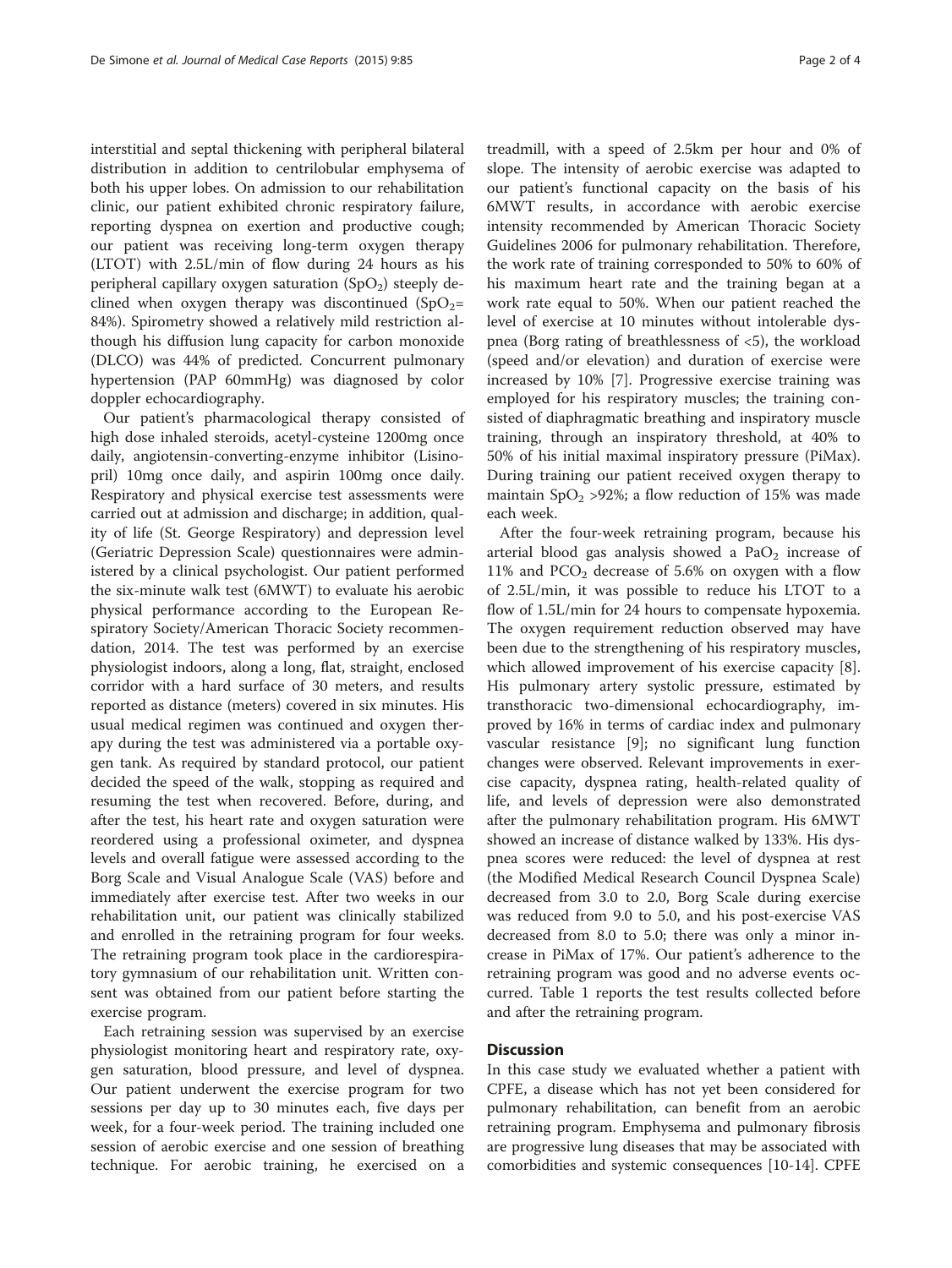interstitial and septal thickening with peripheral bilateral distribution in addition to centrilobular emphysema of both his upper lobes. On admission to our rehabilitation clinic, our patient exhibited chronic respiratory failure, reporting dyspnea on exertion and productive cough; our patient was receiving long-term oxygen therapy (LTOT) with 2.5L/min of flow during 24 hours as his peripheral capillary oxygen saturation ($SpO_2$) steeply declined when oxygen therapy was discontinued ($SpO_2$= 84%). Spirometry showed a relatively mild restriction although his diffusion lung capacity for carbon monoxide (DLCO) was 44% of predicted. Concurrent pulmonary hypertension (PAP 60mmHg) was diagnosed by color doppler echocardiography.

Our patient's pharmacological therapy consisted of high dose inhaled steroids, acetyl-cysteine 1200mg once daily, angiotensin-converting-enzyme inhibitor (Lisinopril) 10mg once daily, and aspirin 100mg once daily. Respiratory and physical exercise test assessments were carried out at admission and discharge; in addition, quality of life (St. George Respiratory) and depression level (Geriatric Depression Scale) questionnaires were administered by a clinical psychologist. Our patient performed the six-minute walk test (6MWT) to evaluate his aerobic physical performance according to the European Respiratory Society/American Thoracic Society recommendation, 2014. The test was performed by an exercise physiologist indoors, along a long, flat, straight, enclosed corridor with a hard surface of 30 meters, and results reported as distance (meters) covered in six minutes. His usual medical regimen was continued and oxygen therapy during the test was administered via a portable oxygen tank. As required by standard protocol, our patient decided the speed of the walk, stopping as required and resuming the test when recovered. Before, during, and after the test, his heart rate and oxygen saturation were reordered using a professional oximeter, and dyspnea levels and overall fatigue were assessed according to the Borg Scale and Visual Analogue Scale (VAS) before and immediately after exercise test. After two weeks in our rehabilitation unit, our patient was clinically stabilized and enrolled in the retraining program for four weeks. The retraining program took place in the cardiorespiratory gymnasium of our rehabilitation unit. Written consent was obtained from our patient before starting the exercise program.

Each retraining session was supervised by an exercise physiologist monitoring heart and respiratory rate, oxygen saturation, blood pressure, and level of dyspnea. Our patient underwent the exercise program for two sessions per day up to 30 minutes each, five days per week, for a four-week period. The training included one session of aerobic exercise and one session of breathing technique. For aerobic training, he exercised on a treadmill, with a speed of 2.5km per hour and 0% of slope. The intensity of aerobic exercise was adapted to our patient's functional capacity on the basis of his 6MWT results, in accordance with aerobic exercise intensity recommended by American Thoracic Society Guidelines 2006 for pulmonary rehabilitation. Therefore, the work rate of training corresponded to 50% to 60% of his maximum heart rate and the training began at a work rate equal to 50%. When our patient reached the level of exercise at 10 minutes without intolerable dyspnea (Borg rating of breathlessness of <5), the workload (speed and/or elevation) and duration of exercise were increased by 10% [7]. Progressive exercise training was employed for his respiratory muscles; the training consisted of diaphragmatic breathing and inspiratory muscle training, through an inspiratory threshold, at 40% to 50% of his initial maximal inspiratory pressure (PiMax). During training our patient received oxygen therapy to maintain $SpO_2$ >92%; a flow reduction of 15% was made each week.

After the four-week retraining program, because his arterial blood gas analysis showed a $PaO_2$ increase of 11% and $PCO_2$ decrease of 5.6% on oxygen with a flow of 2.5L/min, it was possible to reduce his LTOT to a flow of 1.5L/min for 24 hours to compensate hypoxemia. The oxygen requirement reduction observed may have been due to the strengthening of his respiratory muscles, which allowed improvement of his exercise capacity [8]. His pulmonary artery systolic pressure, estimated by transthoracic two-dimensional echocardiography, improved by 16% in terms of cardiac index and pulmonary vascular resistance [9]; no significant lung function changes were observed. Relevant improvements in exercise capacity, dyspnea rating, health-related quality of life, and levels of depression were also demonstrated after the pulmonary rehabilitation program. His 6MWT showed an increase of distance walked by 133%. His dyspnea scores were reduced: the level of dyspnea at rest (the Modified Medical Research Council Dyspnea Scale) decreased from 3.0 to 2.0, Borg Scale during exercise was reduced from 9.0 to 5.0, and his post-exercise VAS decreased from 8.0 to 5.0; there was only a minor increase in PiMax of 17%. Our patient's adherence to the retraining program was good and no adverse events occurred. Table 1 reports the test results collected before and after the retraining program.

## Discussion

In this case study we evaluated whether a patient with CPFE, a disease which has not yet been considered for pulmonary rehabilitation, can benefit from an aerobic retraining program. Emphysema and pulmonary fibrosis are progressive lung diseases that may be associated with comorbidities and systemic consequences [10-14]. CPFE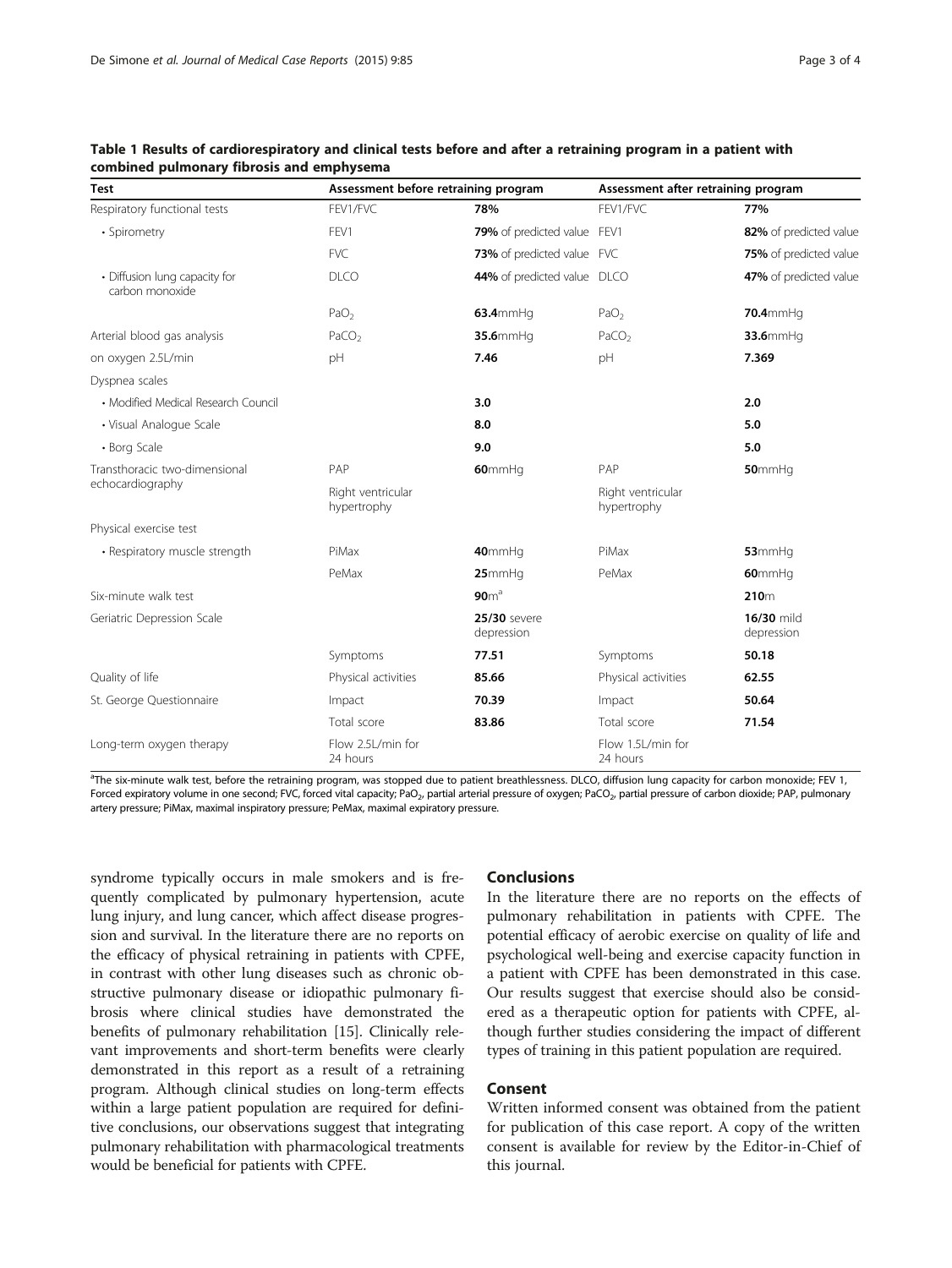**Table 1 Results of cardiorespiratory and clinical tests before and after a retraining program in a patient with combined pulmonary fibrosis and emphysema**

| Test | Assessment before retraining program | | Assessment after retraining program | |
|---|---|---|---|---|
| Respiratory functional tests | FEV1/FVC | **78%** | FEV1/FVC | **77%** |
| • Spirometry | FEV1 | **79%** of predicted value | FEV1 | **82%** of predicted value |
| | FVC | **73%** of predicted value | FVC | **75%** of predicted value |
| • Diffusion lung capacity for carbon monoxide | DLCO | **44%** of predicted value | DLCO | **47%** of predicted value |
| | $PaO_2$ | **63.4**mmHg | $PaO_2$ | **70.4**mmHg |
| Arterial blood gas analysis | $PaCO_2$ | **35.6**mmHg | $PaCO_2$ | **33.6**mmHg |
| on oxygen 2.5L/min | pH | **7.46** | pH | **7.369** |
| Dyspnea scales | | | | |
| • Modified Medical Research Council | | **3.0** | | **2.0** |
| • Visual Analogue Scale | | **8.0** | | **5.0** |
| • Borg Scale | | **9.0** | | **5.0** |
| Transthoracic two-dimensional echocardiography | PAP | **60**mmHg | PAP | **50**mmHg |
| | Right ventricular hypertrophy | | Right ventricular hypertrophy | |
| Physical exercise test | | | | |
| • Respiratory muscle strength | PiMax | **40**mmHg | PiMax | **53**mmHg |
| | PeMax | **25**mmHg | PeMax | **60**mmHg |
| Six-minute walk test | | **90**m[a] | | **210**m |
| Geriatric Depression Scale | | **25/30** severe depression | | **16/30** mild depression |
| | Symptoms | **77.51** | Symptoms | **50.18** |
| Quality of life | Physical activities | **85.66** | Physical activities | **62.55** |
| St. George Questionnaire | Impact | **70.39** | Impact | **50.64** |
| | Total score | **83.86** | Total score | **71.54** |
| Long-term oxygen therapy | Flow 2.5L/min for 24 hours | | Flow 1.5L/min for 24 hours | |

[a]The six-minute walk test, before the retraining program, was stopped due to patient breathlessness. DLCO, diffusion lung capacity for carbon monoxide; FEV 1, Forced expiratory volume in one second; FVC, forced vital capacity; $PaO_2$, partial arterial pressure of oxygen; $PaCO_2$, partial pressure of carbon dioxide; PAP, pulmonary artery pressure; PiMax, maximal inspiratory pressure; PeMax, maximal expiratory pressure.

syndrome typically occurs in male smokers and is frequently complicated by pulmonary hypertension, acute lung injury, and lung cancer, which affect disease progression and survival. In the literature there are no reports on the efficacy of physical retraining in patients with CPFE, in contrast with other lung diseases such as chronic obstructive pulmonary disease or idiopathic pulmonary fibrosis where clinical studies have demonstrated the benefits of pulmonary rehabilitation [15]. Clinically relevant improvements and short-term benefits were clearly demonstrated in this report as a result of a retraining program. Although clinical studies on long-term effects within a large patient population are required for definitive conclusions, our observations suggest that integrating pulmonary rehabilitation with pharmacological treatments would be beneficial for patients with CPFE.

## Conclusions

In the literature there are no reports on the effects of pulmonary rehabilitation in patients with CPFE. The potential efficacy of aerobic exercise on quality of life and psychological well-being and exercise capacity function in a patient with CPFE has been demonstrated in this case. Our results suggest that exercise should also be considered as a therapeutic option for patients with CPFE, although further studies considering the impact of different types of training in this patient population are required.

## Consent

Written informed consent was obtained from the patient for publication of this case report. A copy of the written consent is available for review by the Editor-in-Chief of this journal.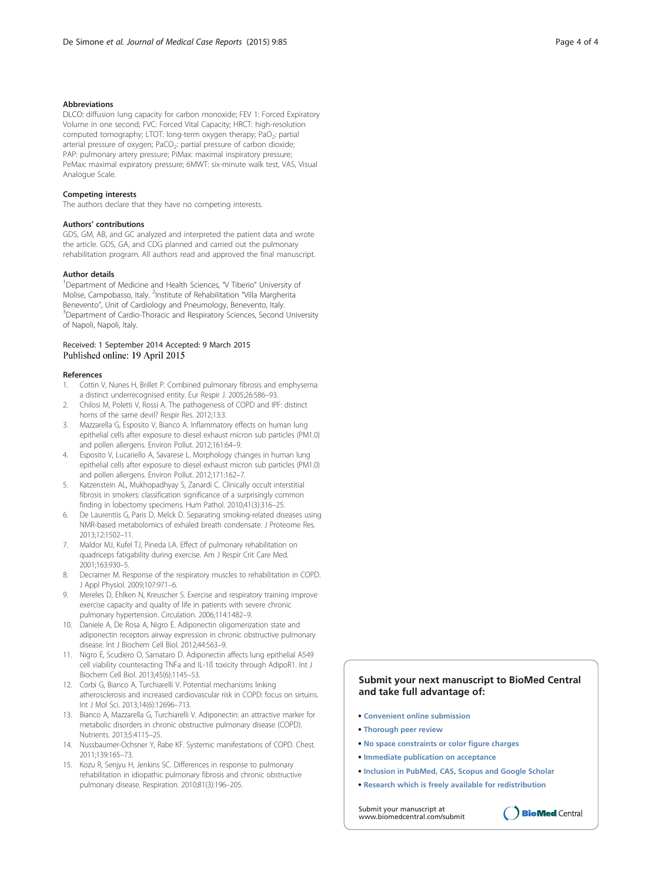### Abbreviations

DLCO: diffusion lung capacity for carbon monoxide; FEV 1: Forced Expiratory Volume in one second; FVC: Forced Vital Capacity; HRCT: high-resolution computed tomography; LTOT: long-term oxygen therapy; $PaO_2$: partial arterial pressure of oxygen; $PaCO_2$: partial pressure of carbon dioxide; PAP: pulmonary artery pressure; PiMax: maximal inspiratory pressure; PeMax: maximal expiratory pressure; 6MWT: six-minute walk test, VAS, Visual Analogue Scale.

### Competing interests

The authors declare that they have no competing interests.

### Authors' contributions

GDS, GM, AB, and GC analyzed and interpreted the patient data and wrote the article. GDS, GA, and CDG planned and carried out the pulmonary rehabilitation program. All authors read and approved the final manuscript.

### Author details

[1]Department of Medicine and Health Sciences, "V Tiberio" University of Molise, Campobasso, Italy. [2]Institute of Rehabilitation "Villa Margherita Benevento", Unit of Cardiology and Pneumology, Benevento, Italy. [3]Department of Cardio-Thoracic and Respiratory Sciences, Second University of Napoli, Napoli, Italy.

Received: 1 September 2014 Accepted: 9 March 2015
Published online: 19 April 2015

### References

1. Cottin V, Nunes H, Brillet P. Combined pulmonary fibrosis and emphysema: a distinct underrecognised entity. Eur Respir J. 2005;26:586–93.
2. Chilosi M, Poletti V, Rossi A. The pathogenesis of COPD and IPF: distinct horns of the same devil? Respir Res. 2012;13:3.
3. Mazzarella G, Esposito V, Bianco A. Inflammatory effects on human lung epithelial cells after exposure to diesel exhaust micron sub particles (PM1.0) and pollen allergens. Environ Pollut. 2012;161:64–9.
4. Esposito V, Lucariello A, Savarese L. Morphology changes in human lung epithelial cells after exposure to diesel exhaust micron sub particles (PM1.0) and pollen allergens. Environ Pollut. 2012;171:162–7.
5. Katzenstein AL, Mukhopadhyay S, Zanardi C. Clinically occult interstitial fibrosis in smokers: classification significance of a surprisingly common finding in lobectomy specimens. Hum Pathol. 2010;41(3):316–25.
6. De Laurentiis G, Paris D, Melck D. Separating smoking-related diseases using NMR-based metabolomics of exhaled breath condensate. J Proteome Res. 2013;12:1502–11.
7. Maldor MJ, Kufel TJ, Pineda LA. Effect of pulmonary rehabilitation on quadriceps fatigability during exercise. Am J Respir Crit Care Med. 2001;163:930–5.
8. Decramer M. Response of the respiratory muscles to rehabilitation in COPD. J Appl Physiol. 2009;107:971–6.
9. Mereles D, Ehlken N, Kreuscher S. Exercise and respiratory training improve exercise capacity and quality of life in patients with severe chronic pulmonary hypertension. Circulation. 2006;114:1482–9.
10. Daniele A, De Rosa A, Nigro E. Adiponectin oligomerization state and adiponectin receptors airway expression in chronic obstructive pulmonary disease. Int J Biochem Cell Biol. 2012;44:563–9.
11. Nigro E, Scudiero O, Sarnataro D. Adiponectin affects lung epithelial A549 cell viability counteracting TNFa and IL-1ß toxicity through AdipoR1. Int J Biochem Cell Biol. 2013;45(6):1145–53.
12. Corbi G, Bianco A, Turchiarelli V. Potential mechanisms linking atherosclerosis and increased cardiovascular risk in COPD: focus on sirtuins. Int J Mol Sci. 2013;14(6):12696–713.
13. Bianco A, Mazzarella G, Turchiarelli V. Adiponectin: an attractive marker for metabolic disorders in chronic obstructive pulmonary disease (COPD). Nutrients. 2013;5:4115–25.
14. Nussbaumer-Ochsner Y, Rabe KF. Systemic manifestations of COPD. Chest. 2011;139:165–73.
15. Kozu R, Senjyu H, Jenkins SC. Differences in response to pulmonary rehabilitation in idiopathic pulmonary fibrosis and chronic obstructive pulmonary disease. Respiration. 2010;81(3):196–205.

**Submit your next manuscript to BioMed Central and take full advantage of:**

- Convenient online submission
- Thorough peer review
- No space constraints or color figure charges
- Immediate publication on acceptance
- Inclusion in PubMed, CAS, Scopus and Google Scholar
- Research which is freely available for redistribution

Submit your manuscript at www.biomedcentral.com/submit

BioMed Central